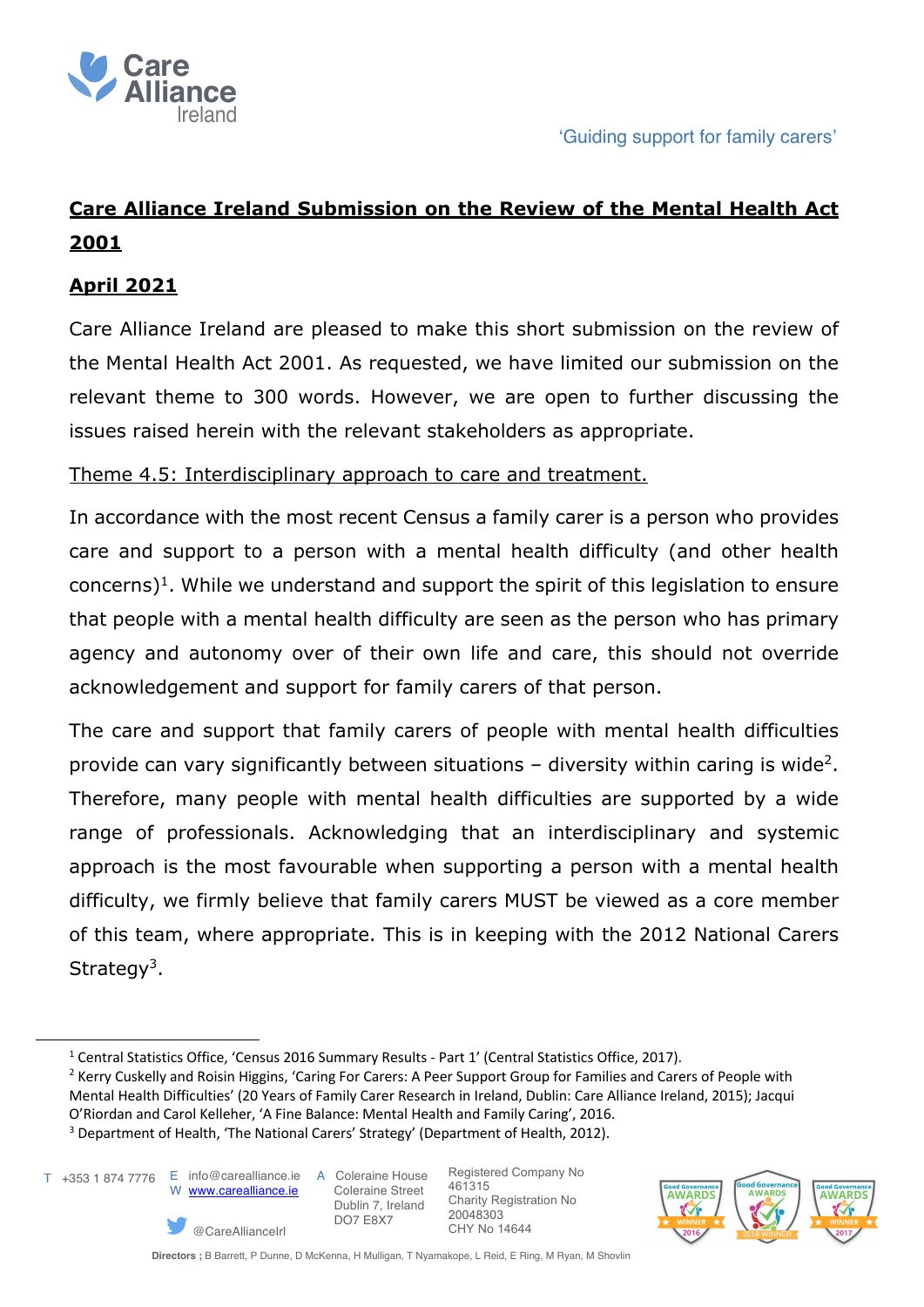Care Alliance Ireland

'Guiding support for family carers'

# Care Alliance Ireland Submission on the Review of the Mental Health Act 2001

## April 2021

Care Alliance Ireland are pleased to make this short submission on the review of the Mental Health Act 2001. As requested, we have limited our submission on the relevant theme to 300 words. However, we are open to further discussing the issues raised herein with the relevant stakeholders as appropriate.

### Theme 4.5: Interdisciplinary approach to care and treatment.

In accordance with the most recent Census a family carer is a person who provides care and support to a person with a mental health difficulty (and other health concerns)[1]. While we understand and support the spirit of this legislation to ensure that people with a mental health difficulty are seen as the person who has primary agency and autonomy over of their own life and care, this should not override acknowledgement and support for family carers of that person.

The care and support that family carers of people with mental health difficulties provide can vary significantly between situations – diversity within caring is wide[2]. Therefore, many people with mental health difficulties are supported by a wide range of professionals. Acknowledging that an interdisciplinary and systemic approach is the most favourable when supporting a person with a mental health difficulty, we firmly believe that family carers MUST be viewed as a core member of this team, where appropriate. This is in keeping with the 2012 National Carers Strategy[3].

---

[1] Central Statistics Office, 'Census 2016 Summary Results - Part 1' (Central Statistics Office, 2017).

[2] Kerry Cuskelly and Roisin Higgins, 'Caring For Carers: A Peer Support Group for Families and Carers of People with Mental Health Difficulties' (20 Years of Family Carer Research in Ireland, Dublin: Care Alliance Ireland, 2015); Jacqui O'Riordan and Carol Kelleher, 'A Fine Balance: Mental Health and Family Caring', 2016.

[3] Department of Health, 'The National Carers' Strategy' (Department of Health, 2012).

T +353 1 874 7776 E info@carealliance.ie W www.carealliance.ie @CareAllianceIrl A Coleraine House Coleraine Street Dublin 7, Ireland DO7 E8X7 Registered Company No 461315 Charity Registration No 20048303 CHY No 14644

Directors ; B Barrett, P Dunne, D McKenna, H Mulligan, T Nyamakope, L Reid, E Ring, M Ryan, M Shovlin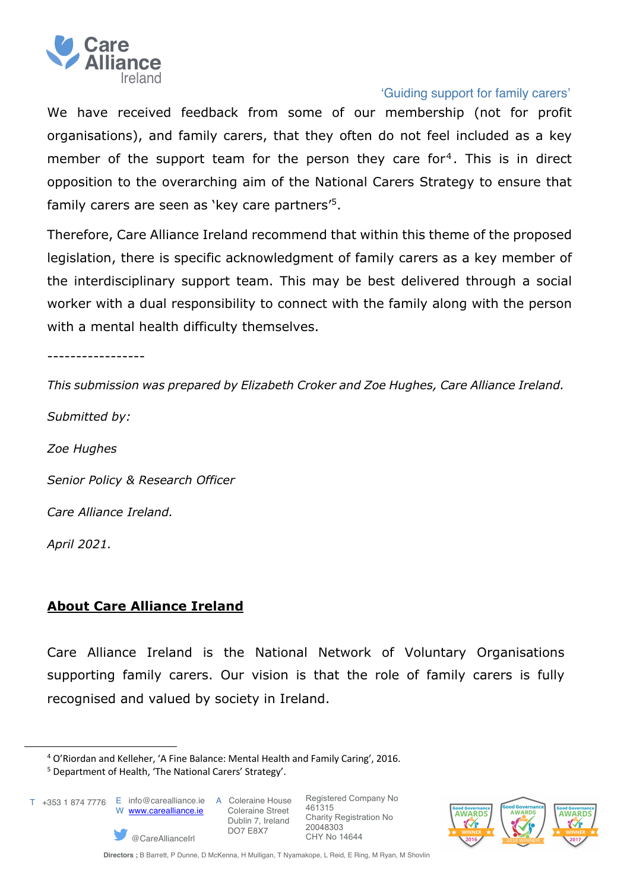We have received feedback from some of our membership (not for profit organisations), and family carers, that they often do not feel included as a key member of the support team for the person they care for[4]. This is in direct opposition to the overarching aim of the National Carers Strategy to ensure that family carers are seen as 'key care partners'[5].

Therefore, Care Alliance Ireland recommend that within this theme of the proposed legislation, there is specific acknowledgment of family carers as a key member of the interdisciplinary support team. This may be best delivered through a social worker with a dual responsibility to connect with the family along with the person with a mental health difficulty themselves.

-----------------

*This submission was prepared by Elizabeth Croker and Zoe Hughes, Care Alliance Ireland.*

*Submitted by:*

*Zoe Hughes*

*Senior Policy & Research Officer*

*Care Alliance Ireland.*

*April 2021.*

## **About Care Alliance Ireland**

Care Alliance Ireland is the National Network of Voluntary Organisations supporting family carers. Our vision is that the role of family carers is fully recognised and valued by society in Ireland.

---

[4] O'Riordan and Kelleher, 'A Fine Balance: Mental Health and Family Caring', 2016.

[5] Department of Health, 'The National Carers' Strategy'.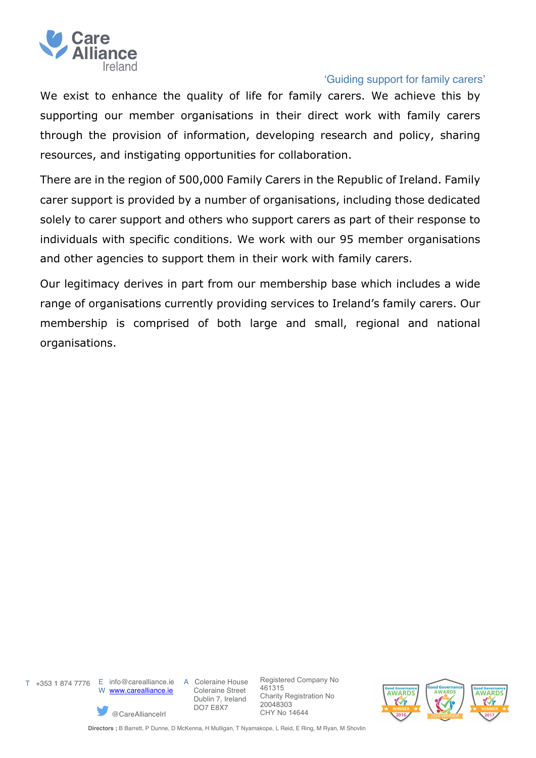'Guiding support for family carers'

We exist to enhance the quality of life for family carers. We achieve this by supporting our member organisations in their direct work with family carers through the provision of information, developing research and policy, sharing resources, and instigating opportunities for collaboration.

There are in the region of 500,000 Family Carers in the Republic of Ireland. Family carer support is provided by a number of organisations, including those dedicated solely to carer support and others who support carers as part of their response to individuals with specific conditions. We work with our 95 member organisations and other agencies to support them in their work with family carers.

Our legitimacy derives in part from our membership base which includes a wide range of organisations currently providing services to Ireland's family carers. Our membership is comprised of both large and small, regional and national organisations.